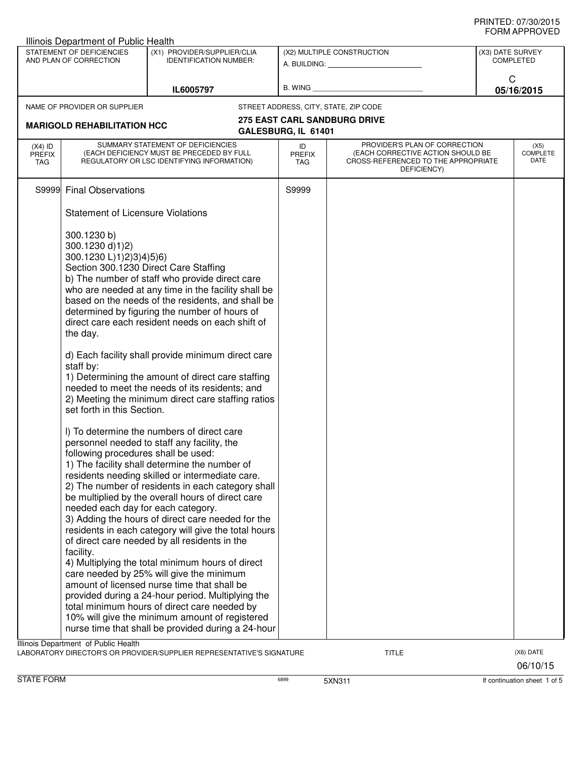PRINTED: 07/30/2015
FORM APPROVED

Illinois Department of Public Health

| STATEMENT OF DEFICIENCIES AND PLAN OF CORRECTION | (X1) PROVIDER/SUPPLIER/CLIA IDENTIFICATION NUMBER: | (X2) MULTIPLE CONSTRUCTION | (X3) DATE SURVEY COMPLETED |
|---|---|---|---|
| | IL6005797 | A. BUILDING: ______ B. WING ______ | C 05/16/2015 |

| NAME OF PROVIDER OR SUPPLIER | STREET ADDRESS, CITY, STATE, ZIP CODE |
|---|---|
| **MARIGOLD REHABILITATION HCC** | **275 EAST CARL SANDBURG DRIVE GALESBURG, IL 61401** |

| (X4) ID PREFIX TAG | SUMMARY STATEMENT OF DEFICIENCIES (EACH DEFICIENCY MUST BE PRECEDED BY FULL REGULATORY OR LSC IDENTIFYING INFORMATION) | ID PREFIX TAG | PROVIDER'S PLAN OF CORRECTION (EACH CORRECTIVE ACTION SHOULD BE CROSS-REFERENCED TO THE APPROPRIATE DEFICIENCY) | (X5) COMPLETE DATE |
|---|---|---|---|---|
| S9999 | Final Observations | S9999 | | |

Statement of Licensure Violations

300.1230 b)
300.1230 d)1)2)
300.1230 L)1)2)3)4)5)6)
Section 300.1230 Direct Care Staffing
b) The number of staff who provide direct care who are needed at any time in the facility shall be based on the needs of the residents, and shall be determined by figuring the number of hours of direct care each resident needs on each shift of the day.

d) Each facility shall provide minimum direct care staff by:
1) Determining the amount of direct care staffing needed to meet the needs of its residents; and
2) Meeting the minimum direct care staffing ratios set forth in this Section.

l) To determine the numbers of direct care personnel needed to staff any facility, the following procedures shall be used:
1) The facility shall determine the number of residents needing skilled or intermediate care.
2) The number of residents in each category shall be multiplied by the overall hours of direct care needed each day for each category.
3) Adding the hours of direct care needed for the residents in each category will give the total hours of direct care needed by all residents in the facility.
4) Multiplying the total minimum hours of direct care needed by 25% will give the minimum amount of licensed nurse time that shall be provided during a 24-hour period. Multiplying the total minimum hours of direct care needed by 10% will give the minimum amount of registered nurse time that shall be provided during a 24-hour

Illinois Department of Public Health
LABORATORY DIRECTOR'S OR PROVIDER/SUPPLIER REPRESENTATIVE'S SIGNATURE — TITLE — (X6) DATE 06/10/15

STATE FORM 6899 5XN311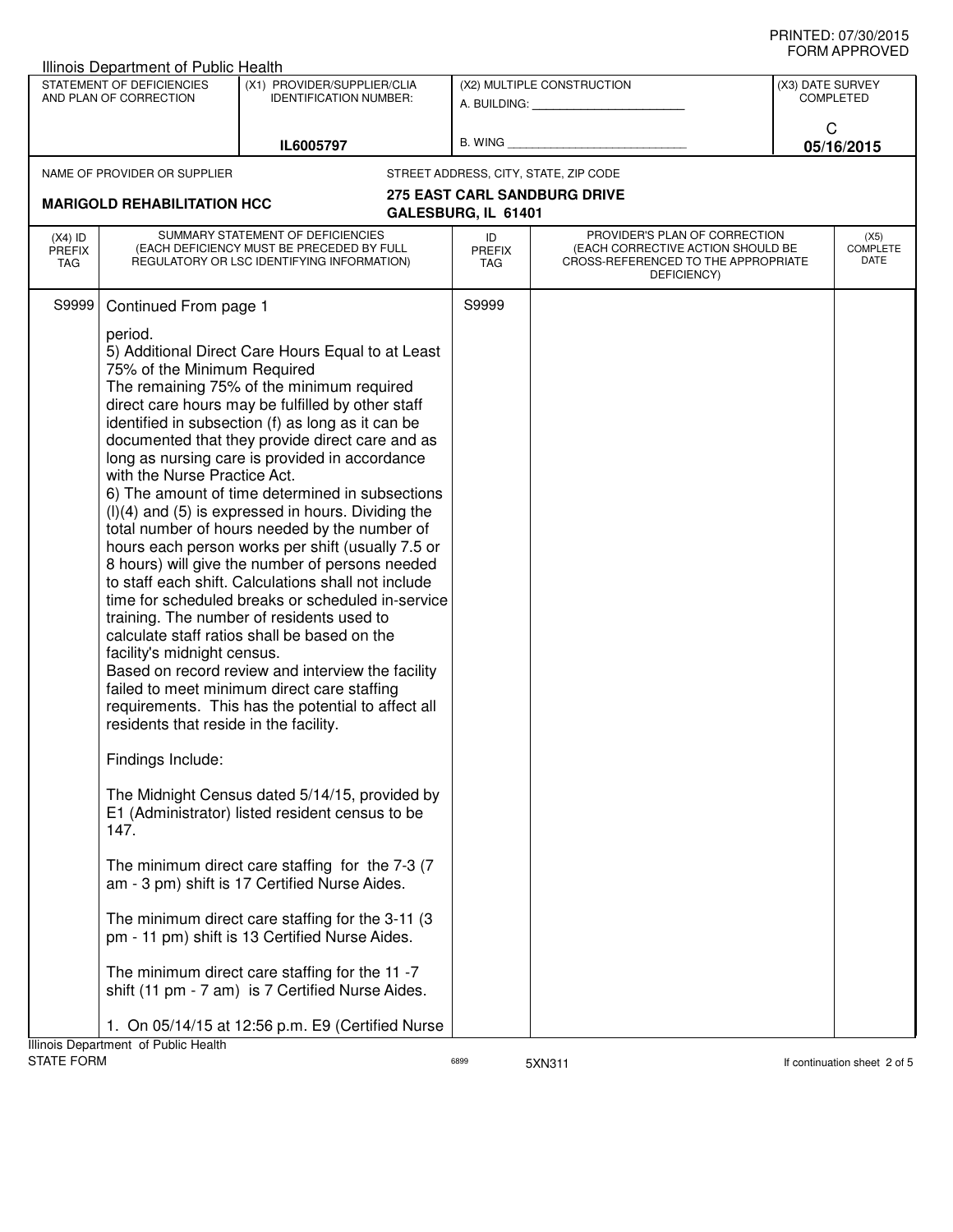Illinois Department of Public Health

| STATEMENT OF DEFICIENCIES AND PLAN OF CORRECTION | (X1) PROVIDER/SUPPLIER/CLIA IDENTIFICATION NUMBER: | (X2) MULTIPLE CONSTRUCTION | (X3) DATE SURVEY COMPLETED |
|---|---|---|---|
| | IL6005797 | A. BUILDING: ______ B. WING ______ | C 05/16/2015 |

NAME OF PROVIDER OR SUPPLIER: **MARIGOLD REHABILITATION HCC**

STREET ADDRESS, CITY, STATE, ZIP CODE: **275 EAST CARL SANDBURG DRIVE GALESBURG, IL 61401**

| (X4) ID PREFIX TAG | SUMMARY STATEMENT OF DEFICIENCIES (EACH DEFICIENCY MUST BE PRECEDED BY FULL REGULATORY OR LSC IDENTIFYING INFORMATION) | ID PREFIX TAG | PROVIDER'S PLAN OF CORRECTION (EACH CORRECTIVE ACTION SHOULD BE CROSS-REFERENCED TO THE APPROPRIATE DEFICIENCY) | (X5) COMPLETE DATE |
|---|---|---|---|---|
| S9999 | Continued From page 1 | S9999 | | |

period.
5) Additional Direct Care Hours Equal to at Least 75% of the Minimum Required
The remaining 75% of the minimum required direct care hours may be fulfilled by other staff identified in subsection (f) as long as it can be documented that they provide direct care and as long as nursing care is provided in accordance with the Nurse Practice Act.
6) The amount of time determined in subsections (l)(4) and (5) is expressed in hours. Dividing the total number of hours needed by the number of hours each person works per shift (usually 7.5 or 8 hours) will give the number of persons needed to staff each shift. Calculations shall not include time for scheduled breaks or scheduled in-service training. The number of residents used to calculate staff ratios shall be based on the facility's midnight census.
Based on record review and interview the facility failed to meet minimum direct care staffing requirements. This has the potential to affect all residents that reside in the facility.

Findings Include:

The Midnight Census dated 5/14/15, provided by E1 (Administrator) listed resident census to be 147.

The minimum direct care staffing for the 7-3 (7 am - 3 pm) shift is 17 Certified Nurse Aides.

The minimum direct care staffing for the 3-11 (3 pm - 11 pm) shift is 13 Certified Nurse Aides.

The minimum direct care staffing for the 11 -7 shift (11 pm - 7 am) is 7 Certified Nurse Aides.

1. On 05/14/15 at 12:56 p.m. E9 (Certified Nurse

Illinois Department of Public Health
STATE FORM 6899 5XN311 If continuation sheet 2 of 5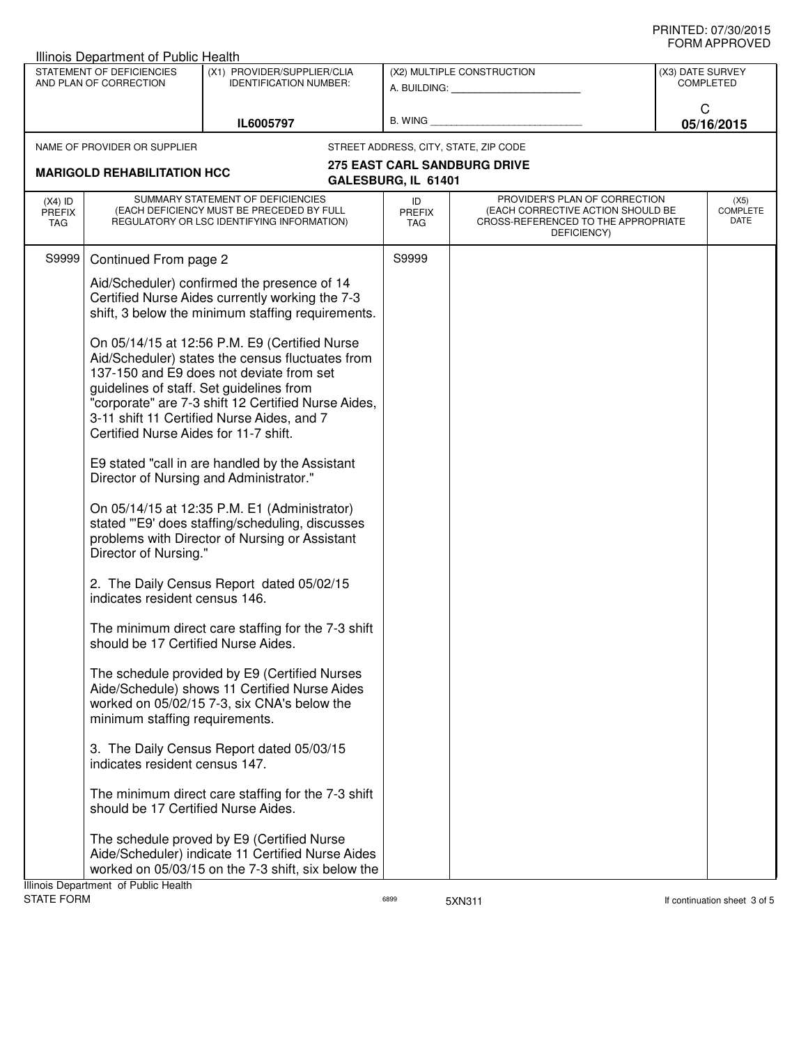PRINTED: 07/30/2015
FORM APPROVED

Illinois Department of Public Health

| STATEMENT OF DEFICIENCIES AND PLAN OF CORRECTION | (X1) PROVIDER/SUPPLIER/CLIA IDENTIFICATION NUMBER: | (X2) MULTIPLE CONSTRUCTION | (X3) DATE SURVEY COMPLETED |
|---|---|---|---|
| | IL6005797 | A. BUILDING: ______ B. WING ______ | C 05/16/2015 |

| NAME OF PROVIDER OR SUPPLIER | STREET ADDRESS, CITY, STATE, ZIP CODE |
|---|---|
| MARIGOLD REHABILITATION HCC | 275 EAST CARL SANDBURG DRIVE GALESBURG, IL 61401 |

| (X4) ID PREFIX TAG | SUMMARY STATEMENT OF DEFICIENCIES (EACH DEFICIENCY MUST BE PRECEDED BY FULL REGULATORY OR LSC IDENTIFYING INFORMATION) | ID PREFIX TAG | PROVIDER'S PLAN OF CORRECTION (EACH CORRECTIVE ACTION SHOULD BE CROSS-REFERENCED TO THE APPROPRIATE DEFICIENCY) | (X5) COMPLETE DATE |
|---|---|---|---|---|
| S9999 | Continued From page 2 | S9999 | | |

Aid/Scheduler) confirmed the presence of 14 Certified Nurse Aides currently working the 7-3 shift, 3 below the minimum staffing requirements.

On 05/14/15 at 12:56 P.M. E9 (Certified Nurse Aid/Scheduler) states the census fluctuates from 137-150 and E9 does not deviate from set guidelines of staff. Set guidelines from "corporate" are 7-3 shift 12 Certified Nurse Aides, 3-11 shift 11 Certified Nurse Aides, and 7 Certified Nurse Aides for 11-7 shift.

E9 stated "call in are handled by the Assistant Director of Nursing and Administrator."

On 05/14/15 at 12:35 P.M. E1 (Administrator) stated "'E9' does staffing/scheduling, discusses problems with Director of Nursing or Assistant Director of Nursing."

2. The Daily Census Report dated 05/02/15 indicates resident census 146.

The minimum direct care staffing for the 7-3 shift should be 17 Certified Nurse Aides.

The schedule provided by E9 (Certified Nurses Aide/Schedule) shows 11 Certified Nurse Aides worked on 05/02/15 7-3, six CNA's below the minimum staffing requirements.

3. The Daily Census Report dated 05/03/15 indicates resident census 147.

The minimum direct care staffing for the 7-3 shift should be 17 Certified Nurse Aides.

The schedule proved by E9 (Certified Nurse Aide/Scheduler) indicate 11 Certified Nurse Aides worked on 05/03/15 on the 7-3 shift, six below the

Illinois Department of Public Health
STATE FORM 6899 5XN311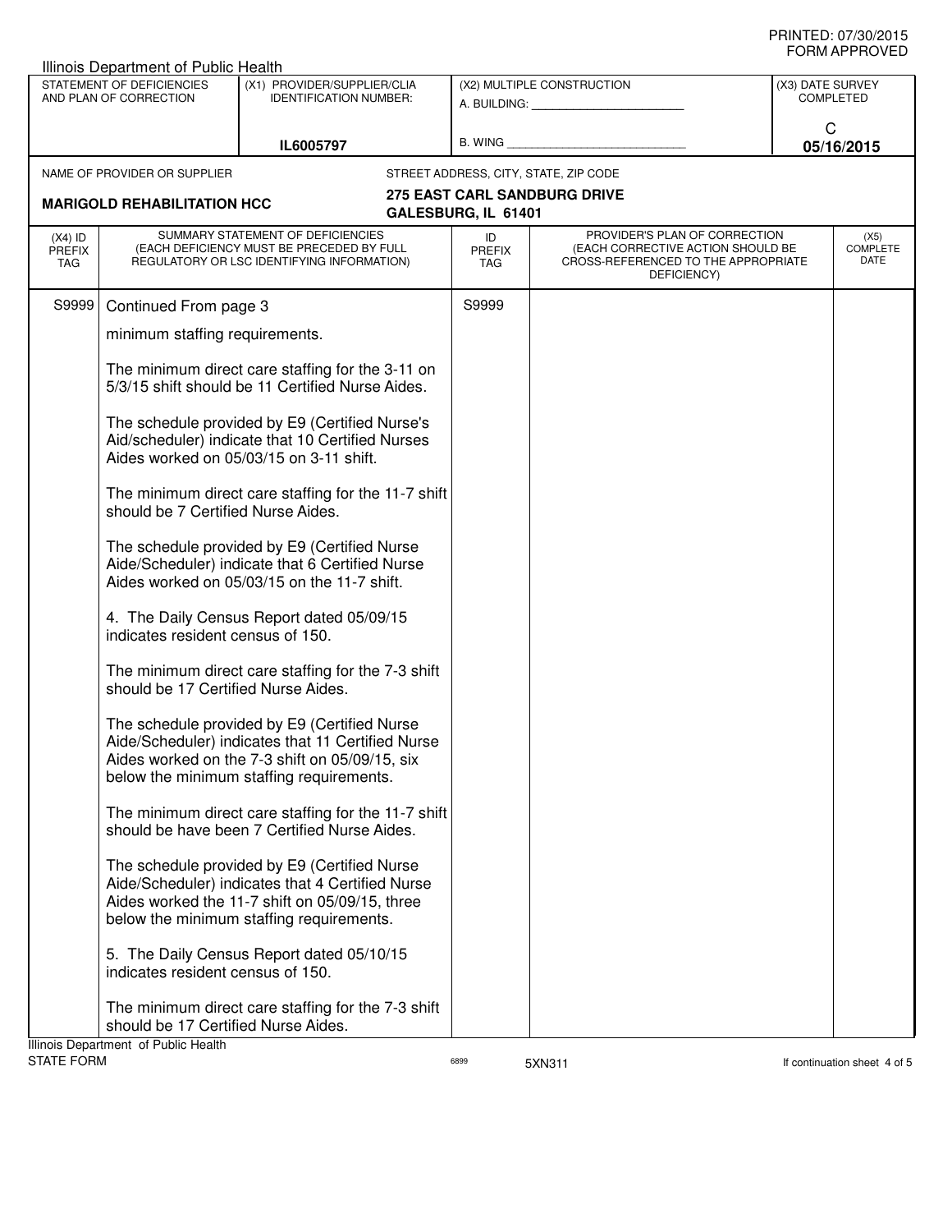Illinois Department of Public Health

| STATEMENT OF DEFICIENCIES AND PLAN OF CORRECTION | (X1) PROVIDER/SUPPLIER/CLIA IDENTIFICATION NUMBER: | (X2) MULTIPLE CONSTRUCTION | (X3) DATE SURVEY COMPLETED |
|---|---|---|---|
| | IL6005797 | A. BUILDING: ______ B. WING ______ | C 05/16/2015 |

NAME OF PROVIDER OR SUPPLIER: **MARIGOLD REHABILITATION HCC**

STREET ADDRESS, CITY, STATE, ZIP CODE: **275 EAST CARL SANDBURG DRIVE GALESBURG, IL 61401**

| (X4) ID PREFIX TAG | SUMMARY STATEMENT OF DEFICIENCIES (EACH DEFICIENCY MUST BE PRECEDED BY FULL REGULATORY OR LSC IDENTIFYING INFORMATION) | ID PREFIX TAG | PROVIDER'S PLAN OF CORRECTION (EACH CORRECTIVE ACTION SHOULD BE CROSS-REFERENCED TO THE APPROPRIATE DEFICIENCY) | (X5) COMPLETE DATE |
|---|---|---|---|---|
| S9999 | Continued From page 3 | S9999 | | |

minimum staffing requirements.

The minimum direct care staffing for the 3-11 on 5/3/15 shift should be 11 Certified Nurse Aides.

The schedule provided by E9 (Certified Nurse's Aid/scheduler) indicate that 10 Certified Nurses Aides worked on 05/03/15 on 3-11 shift.

The minimum direct care staffing for the 11-7 shift should be 7 Certified Nurse Aides.

The schedule provided by E9 (Certified Nurse Aide/Scheduler) indicate that 6 Certified Nurse Aides worked on 05/03/15 on the 11-7 shift.

4. The Daily Census Report dated 05/09/15 indicates resident census of 150.

The minimum direct care staffing for the 7-3 shift should be 17 Certified Nurse Aides.

The schedule provided by E9 (Certified Nurse Aide/Scheduler) indicates that 11 Certified Nurse Aides worked on the 7-3 shift on 05/09/15, six below the minimum staffing requirements.

The minimum direct care staffing for the 11-7 shift should be have been 7 Certified Nurse Aides.

The schedule provided by E9 (Certified Nurse Aide/Scheduler) indicates that 4 Certified Nurse Aides worked the 11-7 shift on 05/09/15, three below the minimum staffing requirements.

5. The Daily Census Report dated 05/10/15 indicates resident census of 150.

The minimum direct care staffing for the 7-3 shift should be 17 Certified Nurse Aides.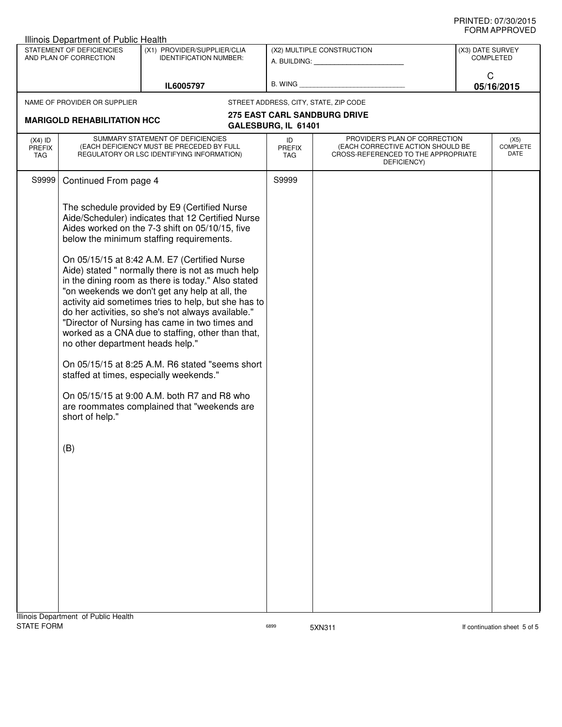Illinois Department of Public Health

| STATEMENT OF DEFICIENCIES AND PLAN OF CORRECTION | (X1) PROVIDER/SUPPLIER/CLIA IDENTIFICATION NUMBER: | (X2) MULTIPLE CONSTRUCTION | (X3) DATE SURVEY COMPLETED |
|---|---|---|---|
| | IL6005797 | A. BUILDING: ______ B. WING ______ | C 05/16/2015 |

NAME OF PROVIDER OR SUPPLIER: **MARIGOLD REHABILITATION HCC**

STREET ADDRESS, CITY, STATE, ZIP CODE: **275 EAST CARL SANDBURG DRIVE GALESBURG, IL 61401**

| (X4) ID PREFIX TAG | SUMMARY STATEMENT OF DEFICIENCIES (EACH DEFICIENCY MUST BE PRECEDED BY FULL REGULATORY OR LSC IDENTIFYING INFORMATION) | ID PREFIX TAG | PROVIDER'S PLAN OF CORRECTION (EACH CORRECTIVE ACTION SHOULD BE CROSS-REFERENCED TO THE APPROPRIATE DEFICIENCY) | (X5) COMPLETE DATE |
|---|---|---|---|---|
| S9999 | Continued From page 4<br><br>The schedule provided by E9 (Certified Nurse Aide/Scheduler) indicates that 12 Certified Nurse Aides worked on the 7-3 shift on 05/10/15, five below the minimum staffing requirements.<br><br>On 05/15/15 at 8:42 A.M. E7 (Certified Nurse Aide) stated " normally there is not as much help in the dining room as there is today." Also stated "on weekends we don't get any help at all, the activity aid sometimes tries to help, but she has to do her activities, so she's not always available." "Director of Nursing has came in two times and worked as a CNA due to staffing, other than that, no other department heads help."<br><br>On 05/15/15 at 8:25 A.M. R6 stated "seems short staffed at times, especially weekends."<br><br>On 05/15/15 at 9:00 A.M. both R7 and R8 who are roommates complained that "weekends are short of help."<br><br>(B) | S9999 | | |

Illinois Department of Public Health
STATE FORM 6899 5XN311